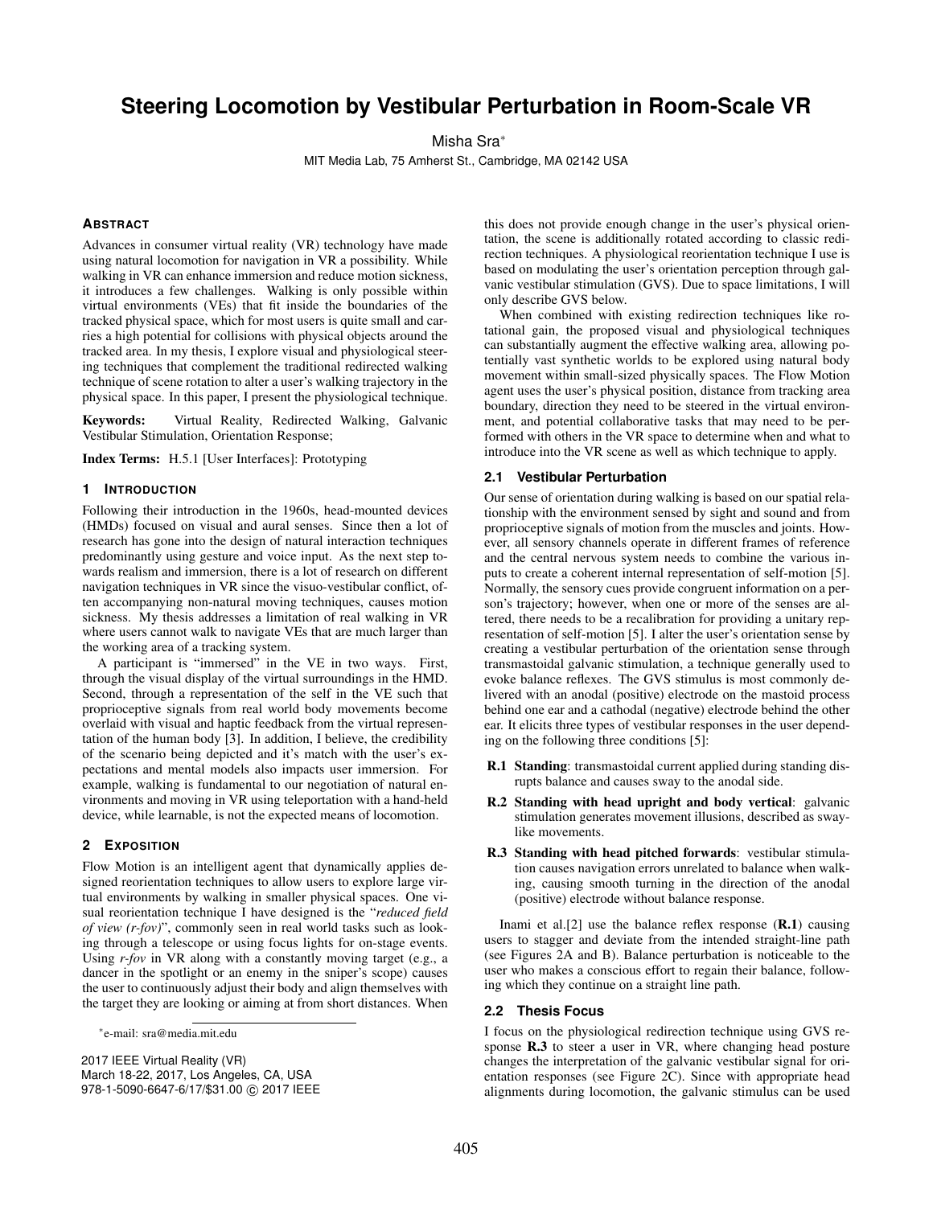# Steering Locomotion by Vestibular Perturbation in Room-Scale VR

Misha Sra*

MIT Media Lab, 75 Amherst St., Cambridge, MA 02142 USA

### Abstract

Advances in consumer virtual reality (VR) technology have made using natural locomotion for navigation in VR a possibility. While walking in VR can enhance immersion and reduce motion sickness, it introduces a few challenges. Walking is only possible within virtual environments (VEs) that fit inside the boundaries of the tracked physical space, which for most users is quite small and carries a high potential for collisions with physical objects around the tracked area. In my thesis, I explore visual and physiological steering techniques that complement the traditional redirected walking technique of scene rotation to alter a user's walking trajectory in the physical space. In this paper, I present the physiological technique.

**Keywords:** Virtual Reality, Redirected Walking, Galvanic Vestibular Stimulation, Orientation Response;

**Index Terms:** H.5.1 [User Interfaces]: Prototyping

## 1 Introduction

Following their introduction in the 1960s, head-mounted devices (HMDs) focused on visual and aural senses. Since then a lot of research has gone into the design of natural interaction techniques predominantly using gesture and voice input. As the next step towards realism and immersion, there is a lot of research on different navigation techniques in VR since the visuo-vestibular conflict, often accompanying non-natural moving techniques, causes motion sickness. My thesis addresses a limitation of real walking in VR where users cannot walk to navigate VEs that are much larger than the working area of a tracking system.

A participant is "immersed" in the VE in two ways. First, through the visual display of the virtual surroundings in the HMD. Second, through a representation of the self in the VE such that proprioceptive signals from real world body movements become overlaid with visual and haptic feedback from the virtual representation of the human body [3]. In addition, I believe, the credibility of the scenario being depicted and it's match with the user's expectations and mental models also impacts user immersion. For example, walking is fundamental to our negotiation of natural environments and moving in VR using teleportation with a hand-held device, while learnable, is not the expected means of locomotion.

## 2 Exposition

Flow Motion is an intelligent agent that dynamically applies designed reorientation techniques to allow users to explore large virtual environments by walking in smaller physical spaces. One visual reorientation technique I have designed is the "*reduced field of view (r-fov)*", commonly seen in real world tasks such as looking through a telescope or using focus lights for on-stage events. Using *r-fov* in VR along with a constantly moving target (e.g., a dancer in the spotlight or an enemy in the sniper's scope) causes the user to continuously adjust their body and align themselves with the target they are looking or aiming at from short distances. When this does not provide enough change in the user's physical orientation, the scene is additionally rotated according to classic redirection techniques. A physiological reorientation technique I use is based on modulating the user's orientation perception through galvanic vestibular stimulation (GVS). Due to space limitations, I will only describe GVS below.

When combined with existing redirection techniques like rotational gain, the proposed visual and physiological techniques can substantially augment the effective walking area, allowing potentially vast synthetic worlds to be explored using natural body movement within small-sized physically spaces. The Flow Motion agent uses the user's physical position, distance from tracking area boundary, direction they need to be steered in the virtual environment, and potential collaborative tasks that may need to be performed with others in the VR space to determine when and what to introduce into the VR scene as well as which technique to apply.

### 2.1 Vestibular Perturbation

Our sense of orientation during walking is based on our spatial relationship with the environment sensed by sight and sound and from proprioceptive signals of motion from the muscles and joints. However, all sensory channels operate in different frames of reference and the central nervous system needs to combine the various inputs to create a coherent internal representation of self-motion [5]. Normally, the sensory cues provide congruent information on a person's trajectory; however, when one or more of the senses are altered, there needs to be a recalibration for providing a unitary representation of self-motion [5]. I alter the user's orientation sense by creating a vestibular perturbation of the orientation sense through transmastoidal galvanic stimulation, a technique generally used to evoke balance reflexes. The GVS stimulus is most commonly delivered with an anodal (positive) electrode on the mastoid process behind one ear and a cathodal (negative) electrode behind the other ear. It elicits three types of vestibular responses in the user depending on the following three conditions [5]:

- **R.1 Standing**: transmastoidal current applied during standing disrupts balance and causes sway to the anodal side.
- **R.2 Standing with head upright and body vertical**: galvanic stimulation generates movement illusions, described as sway-like movements.
- **R.3 Standing with head pitched forwards**: vestibular stimulation causes navigation errors unrelated to balance when walking, causing smooth turning in the direction of the anodal (positive) electrode without balance response.

Inami et al.[2] use the balance reflex response (**R.1**) causing users to stagger and deviate from the intended straight-line path (see Figures 2A and B). Balance perturbation is noticeable to the user who makes a conscious effort to regain their balance, following which they continue on a straight line path.

### 2.2 Thesis Focus

I focus on the physiological redirection technique using GVS response **R.3** to steer a user in VR, where changing head posture changes the interpretation of the galvanic vestibular signal for orientation responses (see Figure 2C). Since with appropriate head alignments during locomotion, the galvanic stimulus can be used

*e-mail: sra@media.mit.edu

2017 IEEE Virtual Reality (VR)
March 18-22, 2017, Los Angeles, CA, USA
978-1-5090-6647-6/17/$31.00 © 2017 IEEE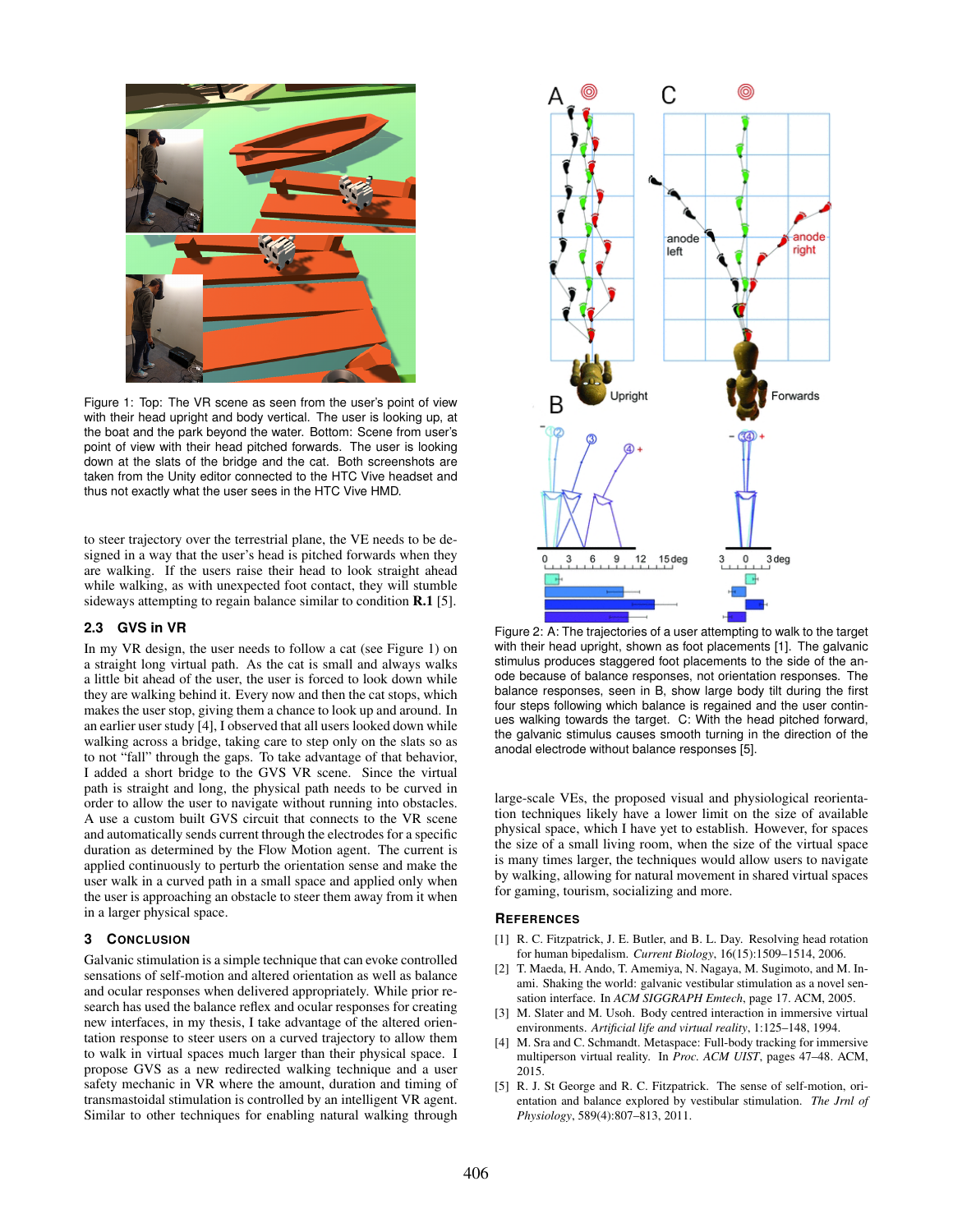Figure 1: Top: The VR scene as seen from the user's point of view with their head upright and body vertical. The user is looking up, at the boat and the park beyond the water. Bottom: Scene from user's point of view with their head pitched forwards. The user is looking down at the slats of the bridge and the cat. Both screenshots are taken from the Unity editor connected to the HTC Vive headset and thus not exactly what the user sees in the HTC Vive HMD.

to steer trajectory over the terrestrial plane, the VE needs to be designed in a way that the user's head is pitched forwards when they are walking. If the users raise their head to look straight ahead while walking, as with unexpected foot contact, they will stumble sideways attempting to regain balance similar to condition **R.1** [5].

### 2.3 GVS in VR

In my VR design, the user needs to follow a cat (see Figure 1) on a straight long virtual path. As the cat is small and always walks a little bit ahead of the user, the user is forced to look down while they are walking behind it. Every now and then the cat stops, which makes the user stop, giving them a chance to look up and around. In an earlier user study [4], I observed that all users looked down while walking across a bridge, taking care to step only on the slats so as to not "fall" through the gaps. To take advantage of that behavior, I added a short bridge to the GVS VR scene. Since the virtual path is straight and long, the physical path needs to be curved in order to allow the user to navigate without running into obstacles. A use a custom built GVS circuit that connects to the VR scene and automatically sends current through the electrodes for a specific duration as determined by the Flow Motion agent. The current is applied continuously to perturb the orientation sense and make the user walk in a curved path in a small space and applied only when the user is approaching an obstacle to steer them away from it when in a larger physical space.

## 3 Conclusion

Galvanic stimulation is a simple technique that can evoke controlled sensations of self-motion and altered orientation as well as balance and ocular responses when delivered appropriately. While prior research has used the balance reflex and ocular responses for creating new interfaces, in my thesis, I take advantage of the altered orientation response to steer users on a curved trajectory to allow them to walk in virtual spaces much larger than their physical space. I propose GVS as a new redirected walking technique and a user safety mechanic in VR where the amount, duration and timing of transmastoidal stimulation is controlled by an intelligent VR agent. Similar to other techniques for enabling natural walking through

A
C
anode left
anode right
B
Upright
Forwards
0 3 6 9 12 15deg
3 0 3deg

Figure 2: A: The trajectories of a user attempting to walk to the target with their head upright, shown as foot placements [1]. The galvanic stimulus produces staggered foot placements to the side of the anode because of balance responses, not orientation responses. The balance responses, seen in B, show large body tilt during the first four steps following which balance is regained and the user continues walking towards the target. C: With the head pitched forward, the galvanic stimulus causes smooth turning in the direction of the anodal electrode without balance responses [5].

large-scale VEs, the proposed visual and physiological reorientation techniques likely have a lower limit on the size of available physical space, which I have yet to establish. However, for spaces the size of a small living room, when the size of the virtual space is many times larger, the techniques would allow users to navigate by walking, allowing for natural movement in shared virtual spaces for gaming, tourism, socializing and more.

## References

[1] R. C. Fitzpatrick, J. E. Butler, and B. L. Day. Resolving head rotation for human bipedalism. *Current Biology*, 16(15):1509–1514, 2006.

[2] T. Maeda, H. Ando, T. Amemiya, N. Nagaya, M. Sugimoto, and M. Inami. Shaking the world: galvanic vestibular stimulation as a novel sensation interface. In *ACM SIGGRAPH Emtech*, page 17. ACM, 2005.

[3] M. Slater and M. Usoh. Body centred interaction in immersive virtual environments. *Artificial life and virtual reality*, 1:125–148, 1994.

[4] M. Sra and C. Schmandt. Metaspace: Full-body tracking for immersive multiperson virtual reality. In *Proc. ACM UIST*, pages 47–48. ACM, 2015.

[5] R. J. St George and R. C. Fitzpatrick. The sense of self-motion, orientation and balance explored by vestibular stimulation. *The Jrnl of Physiology*, 589(4):807–813, 2011.